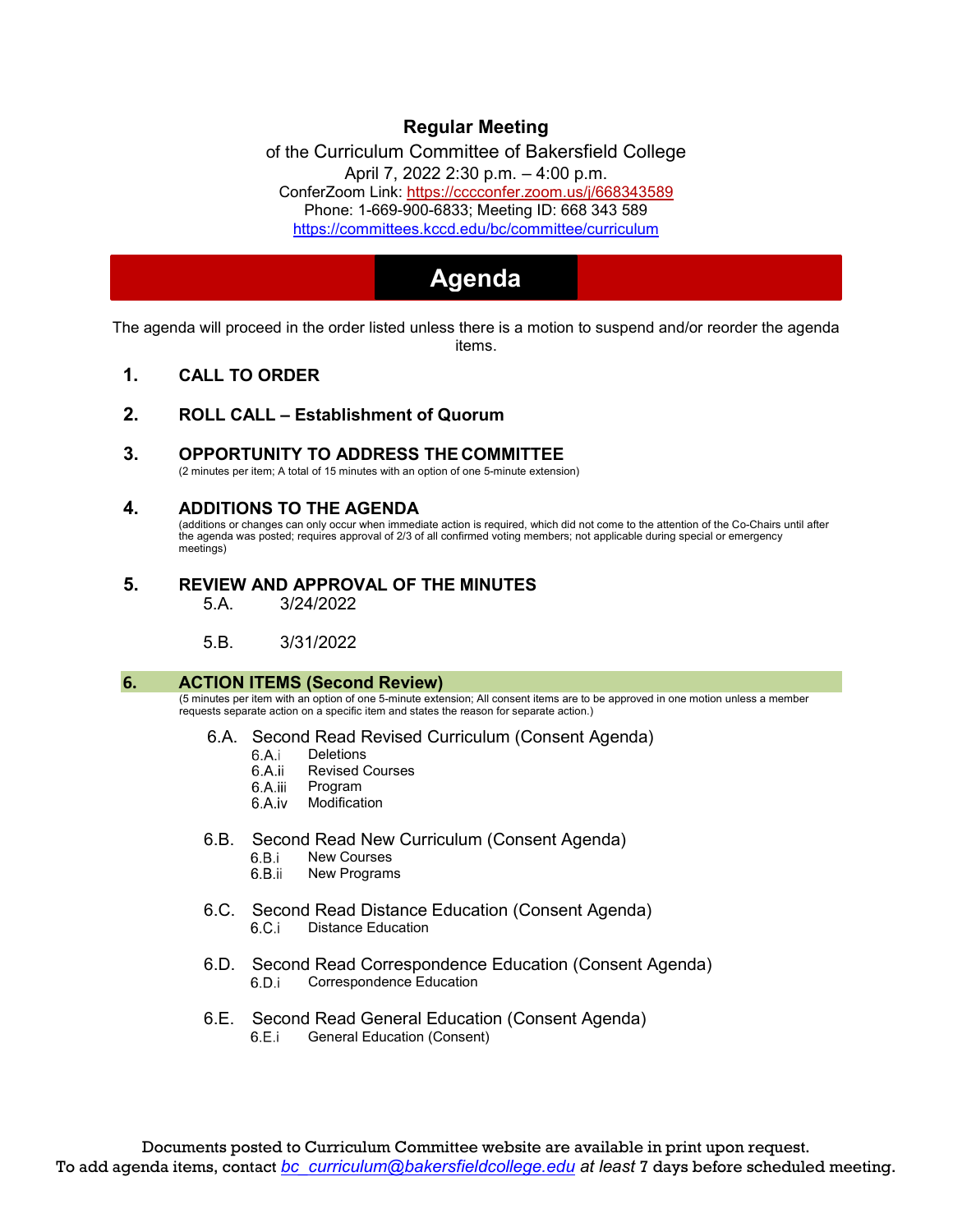**Regular Meeting**

of the Curriculum Committee of Bakersfield College

April 7, 2022 2:30 p.m. – 4:00 p.m.

ConferZoom Link: https://cccconfer.zoom.us/j/668343589

Phone: 1-669-900-6833; Meeting ID: 668 343 589

https://committees.kccd.edu/bc/committee/curriculum

# Agenda

The agenda will proceed in the order listed unless there is a motion to suspend and/or reorder the agenda items.

**1. CALL TO ORDER**

**2. ROLL CALL – Establishment of Quorum**

**3. OPPORTUNITY TO ADDRESS THE COMMITTEE**

(2 minutes per item; A total of 15 minutes with an option of one 5-minute extension)

**4. ADDITIONS TO THE AGENDA**

(additions or changes can only occur when immediate action is required, which did not come to the attention of the Co-Chairs until after the agenda was posted; requires approval of 2/3 of all confirmed voting members; not applicable during special or emergency meetings)

**5. REVIEW AND APPROVAL OF THE MINUTES**

- 5.A. 3/24/2022
- 5.B. 3/31/2022

**6. ACTION ITEMS (Second Review)**

(5 minutes per item with an option of one 5-minute extension; All consent items are to be approved in one motion unless a member requests separate action on a specific item and states the reason for separate action.)

- 6.A. Second Read Revised Curriculum (Consent Agenda)
  - 6.A.i Deletions
  - 6.A.ii Revised Courses
  - 6.A.iii Program
  - 6.A.iv Modification
- 6.B. Second Read New Curriculum (Consent Agenda)
  - 6.B.i New Courses
  - 6.B.ii New Programs
- 6.C. Second Read Distance Education (Consent Agenda)
  - 6.C.i Distance Education
- 6.D. Second Read Correspondence Education (Consent Agenda)
  - 6.D.i Correspondence Education
- 6.E. Second Read General Education (Consent Agenda)
  - 6.E.i General Education (Consent)

Documents posted to Curriculum Committee website are available in print upon request.
To add agenda items, contact *bc_curriculum@bakersfieldcollege.edu* *at least* 7 days before scheduled meeting.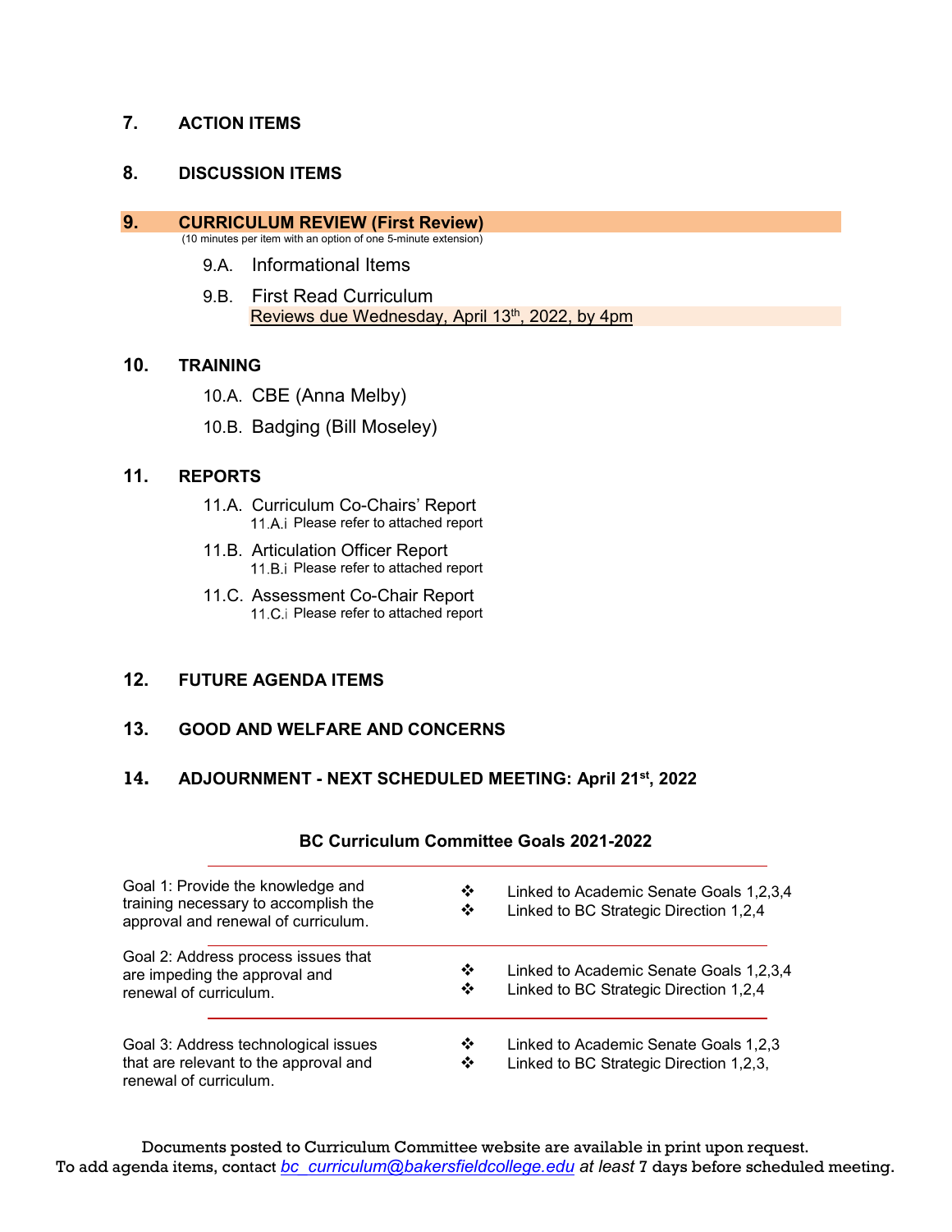## 7. ACTION ITEMS

## 8. DISCUSSION ITEMS

## 9. CURRICULUM REVIEW (First Review)

(10 minutes per item with an option of one 5-minute extension)

9.A. Informational Items

9.B. First Read Curriculum

Reviews due Wednesday, April 13th, 2022, by 4pm

## 10. TRAINING

10.A. CBE (Anna Melby)

10.B. Badging (Bill Moseley)

## 11. REPORTS

11.A. Curriculum Co-Chairs' Report

11.A.i Please refer to attached report

11.B. Articulation Officer Report

11.B.i Please refer to attached report

11.C. Assessment Co-Chair Report

11.C.i Please refer to attached report

## 12. FUTURE AGENDA ITEMS

## 13. GOOD AND WELFARE AND CONCERNS

## 14. ADJOURNMENT - NEXT SCHEDULED MEETING: April 21st, 2022

### BC Curriculum Committee Goals 2021-2022

| | |
|---|---|
| Goal 1: Provide the knowledge and training necessary to accomplish the approval and renewal of curriculum. | ❖ Linked to Academic Senate Goals 1,2,3,4<br>❖ Linked to BC Strategic Direction 1,2,4 |
| Goal 2: Address process issues that are impeding the approval and renewal of curriculum. | ❖ Linked to Academic Senate Goals 1,2,3,4<br>❖ Linked to BC Strategic Direction 1,2,4 |
| Goal 3: Address technological issues that are relevant to the approval and renewal of curriculum. | ❖ Linked to Academic Senate Goals 1,2,3<br>❖ Linked to BC Strategic Direction 1,2,3, |

Documents posted to Curriculum Committee website are available in print upon request.
To add agenda items, contact *bc_curriculum@bakersfieldcollege.edu* *at least* 7 days before scheduled meeting.